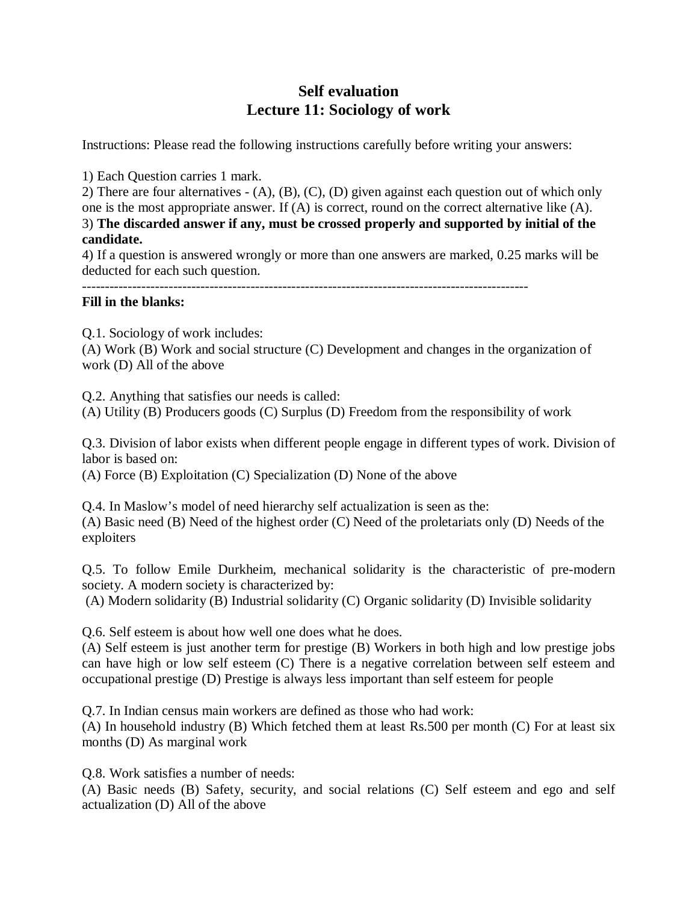# Self evaluation
## Lecture 11: Sociology of work

Instructions: Please read the following instructions carefully before writing your answers:

1) Each Question carries 1 mark.
2) There are four alternatives - (A), (B), (C), (D) given against each question out of which only one is the most appropriate answer. If (A) is correct, round on the correct alternative like (A).
3) **The discarded answer if any, must be crossed properly and supported by initial of the candidate.**
4) If a question is answered wrongly or more than one answers are marked, 0.25 marks will be deducted for each such question.

---

**Fill in the blanks:**

Q.1. Sociology of work includes:
(A) Work (B) Work and social structure (C) Development and changes in the organization of work (D) All of the above

Q.2. Anything that satisfies our needs is called:
(A) Utility (B) Producers goods (C) Surplus (D) Freedom from the responsibility of work

Q.3. Division of labor exists when different people engage in different types of work. Division of labor is based on:
(A) Force (B) Exploitation (C) Specialization (D) None of the above

Q.4. In Maslow's model of need hierarchy self actualization is seen as the:
(A) Basic need (B) Need of the highest order (C) Need of the proletariats only (D) Needs of the exploiters

Q.5. To follow Emile Durkheim, mechanical solidarity is the characteristic of pre-modern society. A modern society is characterized by:
(A) Modern solidarity (B) Industrial solidarity (C) Organic solidarity (D) Invisible solidarity

Q.6. Self esteem is about how well one does what he does.
(A) Self esteem is just another term for prestige (B) Workers in both high and low prestige jobs can have high or low self esteem (C) There is a negative correlation between self esteem and occupational prestige (D) Prestige is always less important than self esteem for people

Q.7. In Indian census main workers are defined as those who had work:
(A) In household industry (B) Which fetched them at least Rs.500 per month (C) For at least six months (D) As marginal work

Q.8. Work satisfies a number of needs:
(A) Basic needs (B) Safety, security, and social relations (C) Self esteem and ego and self actualization (D) All of the above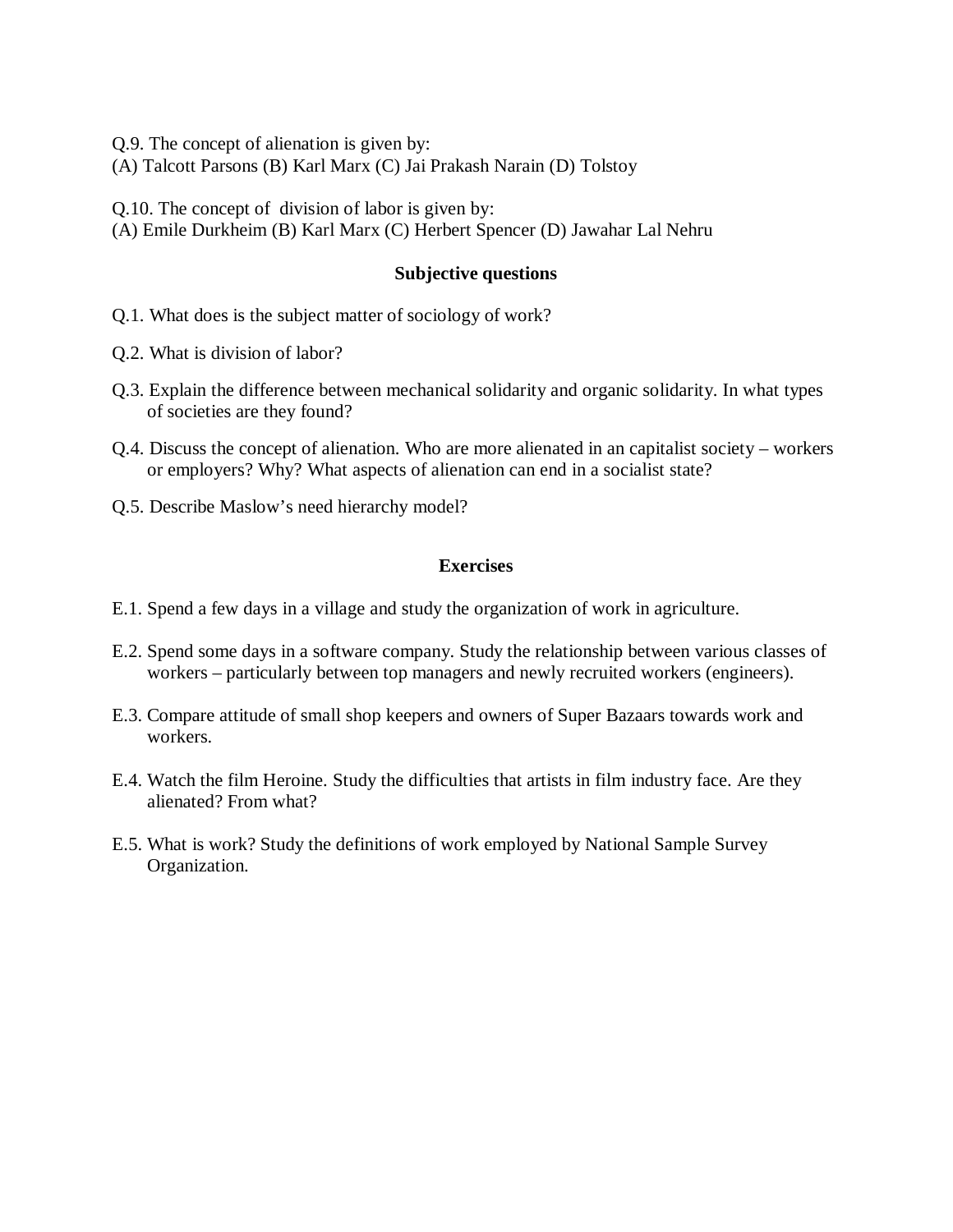Q.9. The concept of alienation is given by:
(A) Talcott Parsons (B) Karl Marx (C) Jai Prakash Narain (D) Tolstoy

Q.10. The concept of division of labor is given by:
(A) Emile Durkheim (B) Karl Marx (C) Herbert Spencer (D) Jawahar Lal Nehru

## Subjective questions

Q.1. What does is the subject matter of sociology of work?

Q.2. What is division of labor?

Q.3. Explain the difference between mechanical solidarity and organic solidarity. In what types of societies are they found?

Q.4. Discuss the concept of alienation. Who are more alienated in an capitalist society – workers or employers? Why? What aspects of alienation can end in a socialist state?

Q.5. Describe Maslow's need hierarchy model?

## Exercises

E.1. Spend a few days in a village and study the organization of work in agriculture.

E.2. Spend some days in a software company. Study the relationship between various classes of workers – particularly between top managers and newly recruited workers (engineers).

E.3. Compare attitude of small shop keepers and owners of Super Bazaars towards work and workers.

E.4. Watch the film Heroine. Study the difficulties that artists in film industry face. Are they alienated? From what?

E.5. What is work? Study the definitions of work employed by National Sample Survey Organization.